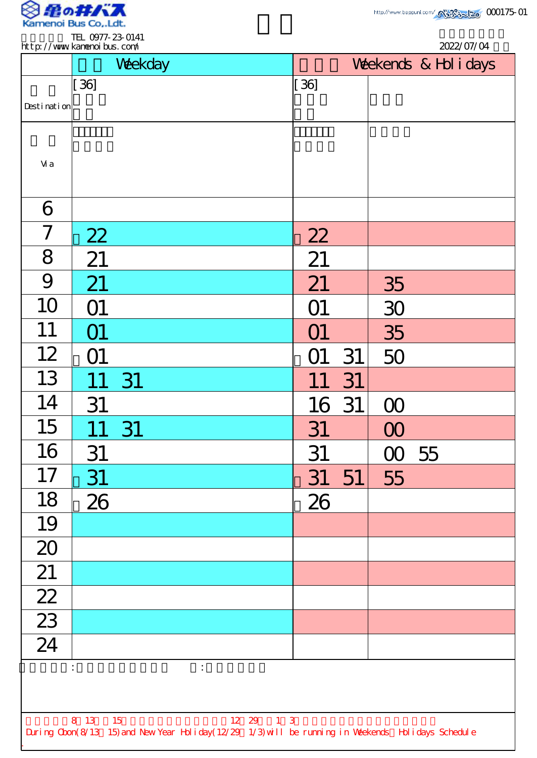**亀の井バス**
Kamenoi Bus Co,.Ldt.

TEL 0977-23-0141
http://www.kamenoibus.com/

000175-01

2022/07/04

| | Weekday | Weekends & Holidays | |
|---|---|---|---|
| Destination | [36] | [36] | |
| Via | | | |
| 6 | | | |
| 7 | 22 | 22 | |
| 8 | 21 | 21 | |
| 9 | 21 | 21 | 35 |
| 10 | 01 | 01 | 30 |
| 11 | 01 | 01 | 35 |
| 12 | 01 | 01 31 | 50 |
| 13 | 11 31 | 11 31 | |
| 14 | 31 | 16 31 | 00 |
| 15 | 11 31 | 31 | 00 |
| 16 | 31 | 31 | 00 55 |
| 17 | 31 | 31 51 | 55 |
| 18 | 26 | 26 | |
| 19 | | | |
| 20 | | | |
| 21 | | | |
| 22 | | | |
| 23 | | | |
| 24 | | | |

During Obon(8/13～15) and New Year Holiday(12/29～1/3) will be running in Weekends・Holidays Schedule.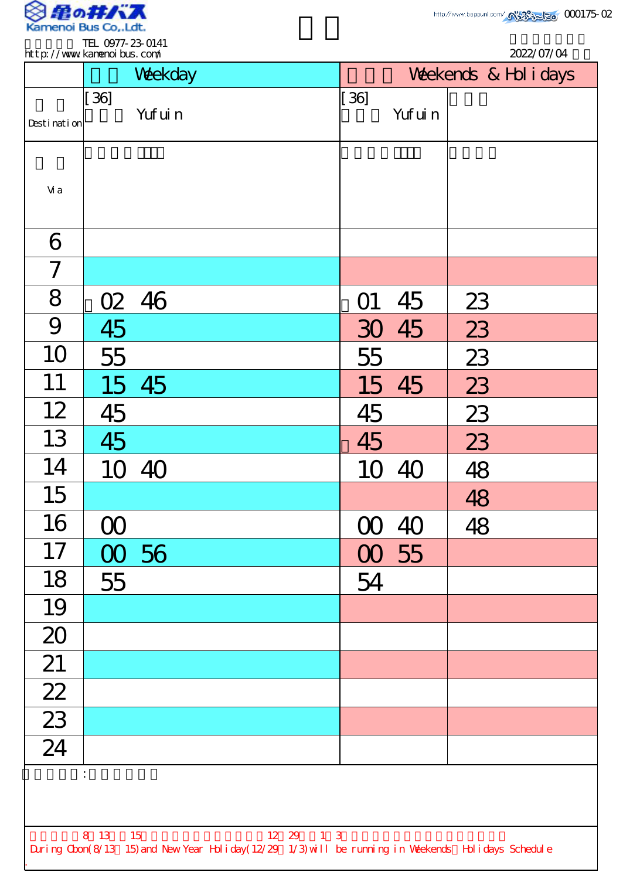Kamenoi Bus Co.,Ldt.

TEL 0977-23-0141
http://www.kamenoibus.com/

http://www.beppunavi.com/ 000175-02

2022/07/04

| | Weekday | Weekends & Holidays | |
|---|---|---|---|
| Destination | [36] Yufuin | [36] Yufuin | |
| Via | | | |
| 6 | | | |
| 7 | | | |
| 8 | 02 46 | 01 45 | 23 |
| 9 | 45 | 30 45 | 23 |
| 10 | 55 | 55 | 23 |
| 11 | 15 45 | 15 45 | 23 |
| 12 | 45 | 45 | 23 |
| 13 | 45 | 45 | 23 |
| 14 | 10 40 | 10 40 | 48 |
| 15 | | | 48 |
| 16 | 00 | 00 40 | 48 |
| 17 | 00 56 | 00 55 | |
| 18 | 55 | 54 | |
| 19 | | | |
| 20 | | | |
| 21 | | | |
| 22 | | | |
| 23 | | | |
| 24 | | | |

8 13 15 12 29 1 3

During Obon(8/13 15) and New Year Holiday(12/29 1/3) will be running in Weekends Holidays Schedule